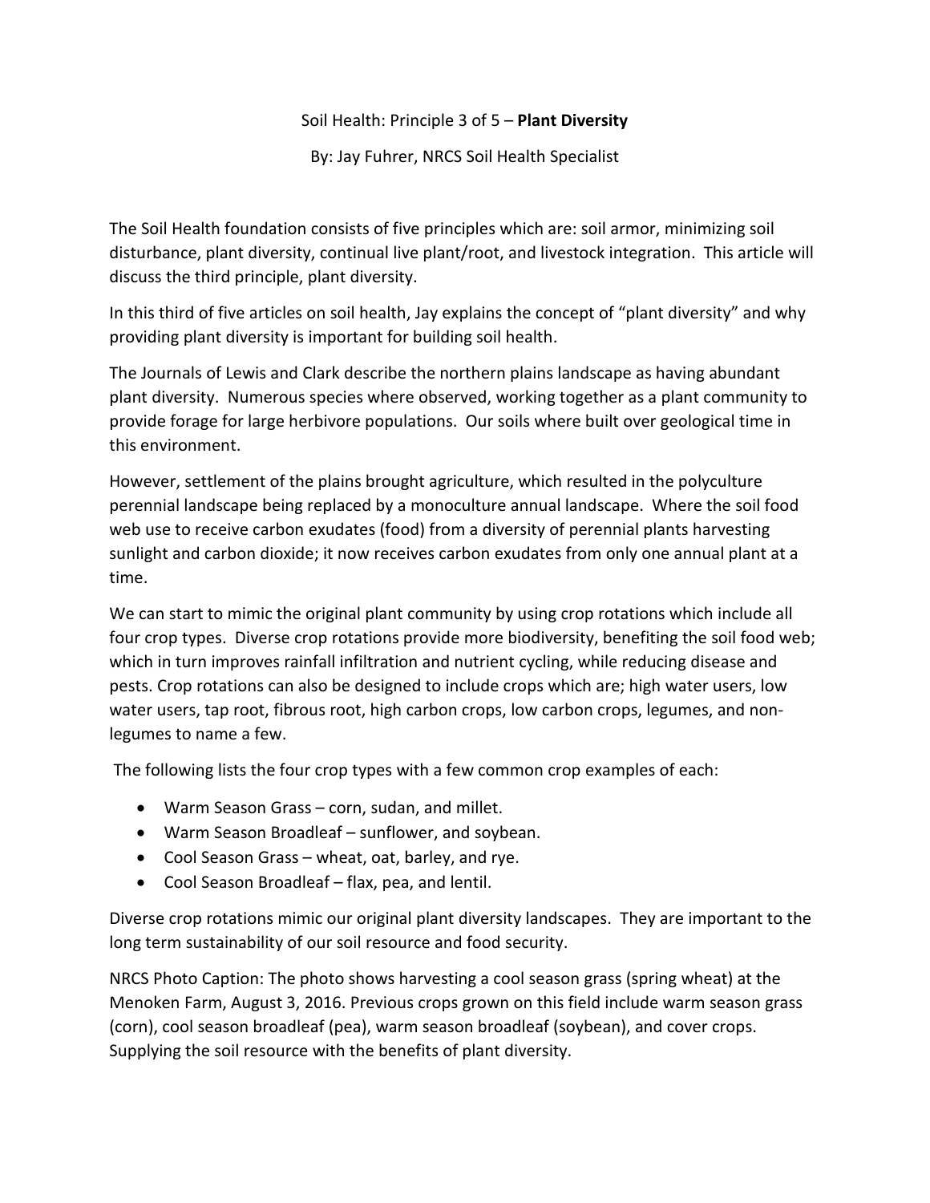Soil Health: Principle 3 of 5 – **Plant Diversity**

By: Jay Fuhrer, NRCS Soil Health Specialist

The Soil Health foundation consists of five principles which are: soil armor, minimizing soil disturbance, plant diversity, continual live plant/root, and livestock integration. This article will discuss the third principle, plant diversity.

In this third of five articles on soil health, Jay explains the concept of "plant diversity" and why providing plant diversity is important for building soil health.

The Journals of Lewis and Clark describe the northern plains landscape as having abundant plant diversity. Numerous species where observed, working together as a plant community to provide forage for large herbivore populations. Our soils where built over geological time in this environment.

However, settlement of the plains brought agriculture, which resulted in the polyculture perennial landscape being replaced by a monoculture annual landscape. Where the soil food web use to receive carbon exudates (food) from a diversity of perennial plants harvesting sunlight and carbon dioxide; it now receives carbon exudates from only one annual plant at a time.

We can start to mimic the original plant community by using crop rotations which include all four crop types. Diverse crop rotations provide more biodiversity, benefiting the soil food web; which in turn improves rainfall infiltration and nutrient cycling, while reducing disease and pests. Crop rotations can also be designed to include crops which are; high water users, low water users, tap root, fibrous root, high carbon crops, low carbon crops, legumes, and non-legumes to name a few.

The following lists the four crop types with a few common crop examples of each:

- Warm Season Grass – corn, sudan, and millet.
- Warm Season Broadleaf – sunflower, and soybean.
- Cool Season Grass – wheat, oat, barley, and rye.
- Cool Season Broadleaf – flax, pea, and lentil.

Diverse crop rotations mimic our original plant diversity landscapes. They are important to the long term sustainability of our soil resource and food security.

NRCS Photo Caption: The photo shows harvesting a cool season grass (spring wheat) at the Menoken Farm, August 3, 2016. Previous crops grown on this field include warm season grass (corn), cool season broadleaf (pea), warm season broadleaf (soybean), and cover crops. Supplying the soil resource with the benefits of plant diversity.